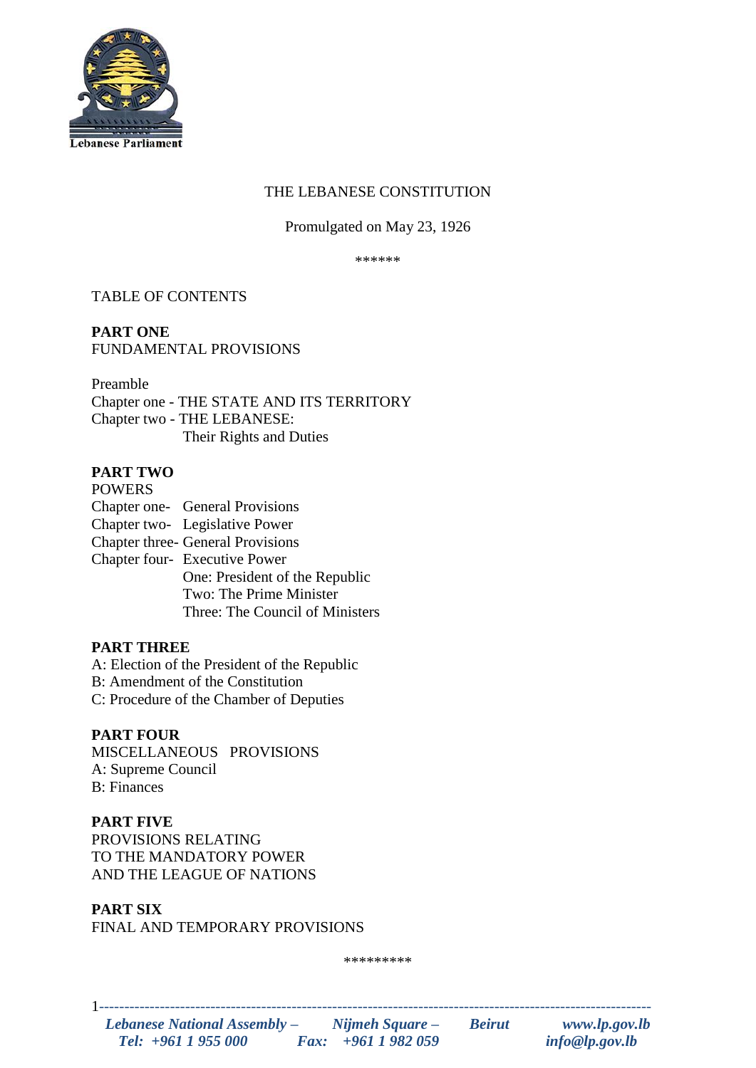Lebanese Parliament

# THE LEBANESE CONSTITUTION

Promulgated on May 23, 1926

******

TABLE OF CONTENTS

**PART ONE**
FUNDAMENTAL PROVISIONS

Preamble
Chapter one - THE STATE AND ITS TERRITORY
Chapter two - THE LEBANESE:
Their Rights and Duties

**PART TWO**
POWERS
Chapter one- General Provisions
Chapter two- Legislative Power
Chapter three- General Provisions
Chapter four- Executive Power
One: President of the Republic
Two: The Prime Minister
Three: The Council of Ministers

**PART THREE**
A: Election of the President of the Republic
B: Amendment of the Constitution
C: Procedure of the Chamber of Deputies

**PART FOUR**
MISCELLANEOUS PROVISIONS
A: Supreme Council
B: Finances

**PART FIVE**
PROVISIONS RELATING
TO THE MANDATORY POWER
AND THE LEAGUE OF NATIONS

**PART SIX**
FINAL AND TEMPORARY PROVISIONS

*********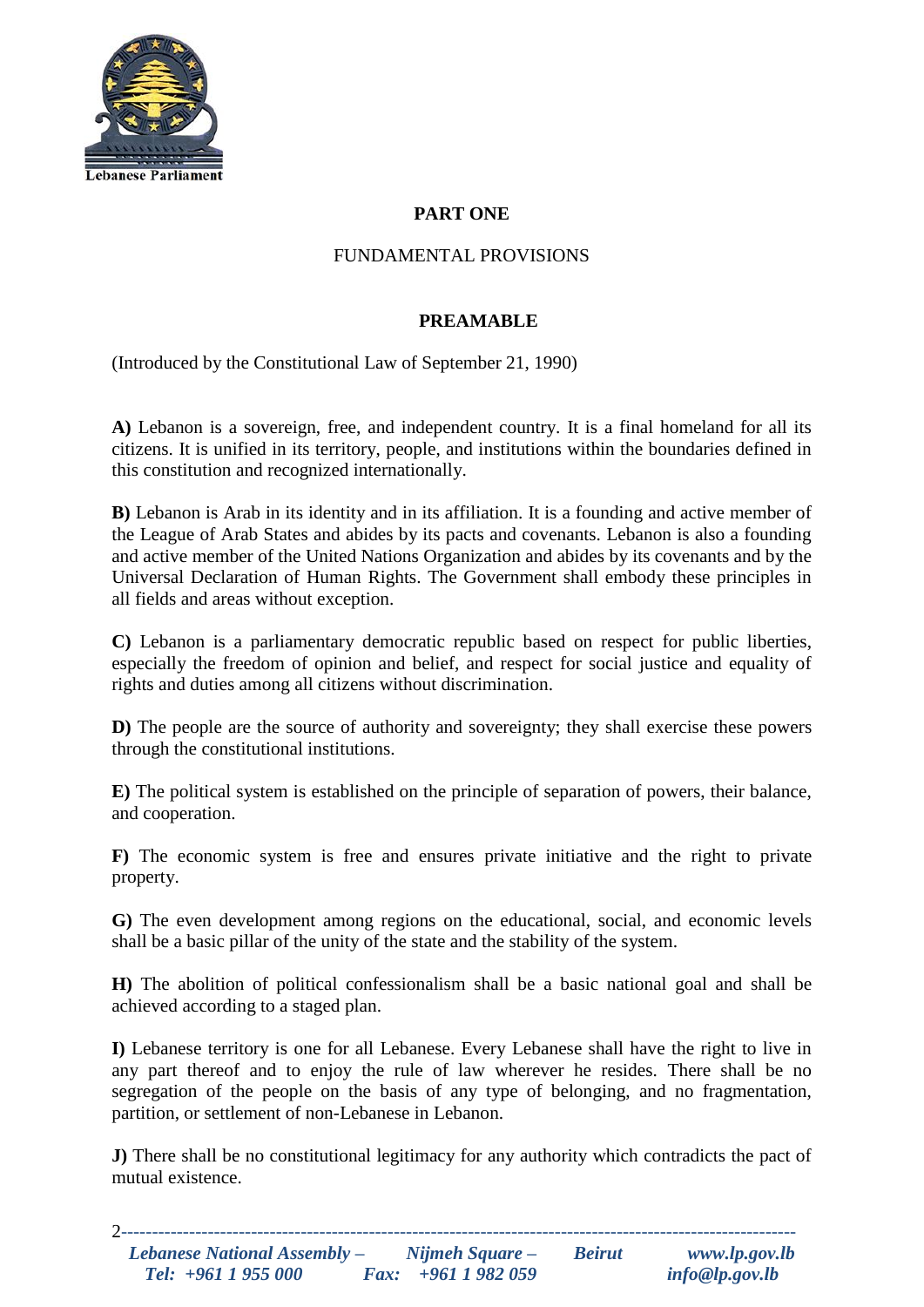# PART ONE

## FUNDAMENTAL PROVISIONS

### PREAMABLE

(Introduced by the Constitutional Law of September 21, 1990)

**A)** Lebanon is a sovereign, free, and independent country. It is a final homeland for all its citizens. It is unified in its territory, people, and institutions within the boundaries defined in this constitution and recognized internationally.

**B)** Lebanon is Arab in its identity and in its affiliation. It is a founding and active member of the League of Arab States and abides by its pacts and covenants. Lebanon is also a founding and active member of the United Nations Organization and abides by its covenants and by the Universal Declaration of Human Rights. The Government shall embody these principles in all fields and areas without exception.

**C)** Lebanon is a parliamentary democratic republic based on respect for public liberties, especially the freedom of opinion and belief, and respect for social justice and equality of rights and duties among all citizens without discrimination.

**D)** The people are the source of authority and sovereignty; they shall exercise these powers through the constitutional institutions.

**E)** The political system is established on the principle of separation of powers, their balance, and cooperation.

**F)** The economic system is free and ensures private initiative and the right to private property.

**G)** The even development among regions on the educational, social, and economic levels shall be a basic pillar of the unity of the state and the stability of the system.

**H)** The abolition of political confessionalism shall be a basic national goal and shall be achieved according to a staged plan.

**I)** Lebanese territory is one for all Lebanese. Every Lebanese shall have the right to live in any part thereof and to enjoy the rule of law wherever he resides. There shall be no segregation of the people on the basis of any type of belonging, and no fragmentation, partition, or settlement of non-Lebanese in Lebanon.

**J)** There shall be no constitutional legitimacy for any authority which contradicts the pact of mutual existence.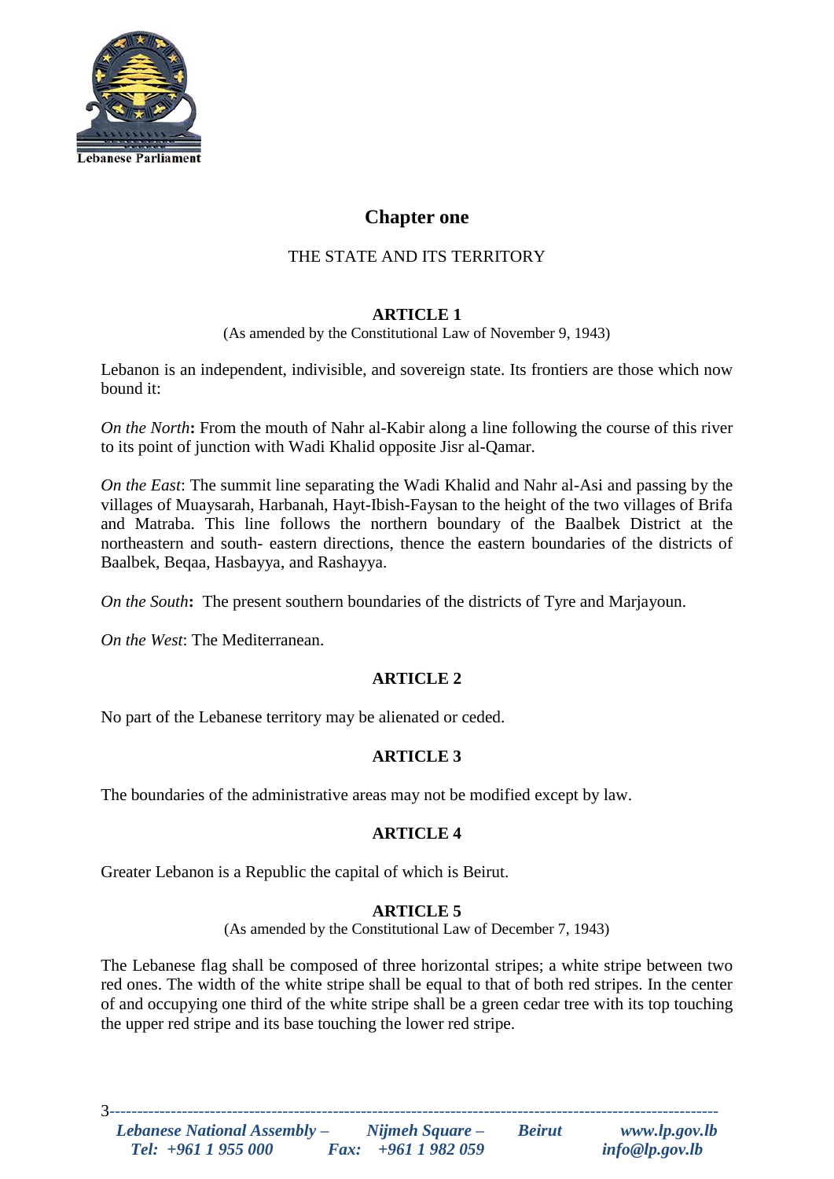## Chapter one

THE STATE AND ITS TERRITORY

### ARTICLE 1

(As amended by the Constitutional Law of November 9, 1943)

Lebanon is an independent, indivisible, and sovereign state. Its frontiers are those which now bound it:

*On the North***:** From the mouth of Nahr al-Kabir along a line following the course of this river to its point of junction with Wadi Khalid opposite Jisr al-Qamar.

*On the East*: The summit line separating the Wadi Khalid and Nahr al-Asi and passing by the villages of Muaysarah, Harbanah, Hayt-Ibish-Faysan to the height of the two villages of Brifa and Matraba. This line follows the northern boundary of the Baalbek District at the northeastern and south- eastern directions, thence the eastern boundaries of the districts of Baalbek, Beqaa, Hasbayya, and Rashayya.

*On the South***:** The present southern boundaries of the districts of Tyre and Marjayoun.

*On the West*: The Mediterranean.

### ARTICLE 2

No part of the Lebanese territory may be alienated or ceded.

### ARTICLE 3

The boundaries of the administrative areas may not be modified except by law.

### ARTICLE 4

Greater Lebanon is a Republic the capital of which is Beirut.

### ARTICLE 5

(As amended by the Constitutional Law of December 7, 1943)

The Lebanese flag shall be composed of three horizontal stripes; a white stripe between two red ones. The width of the white stripe shall be equal to that of both red stripes. In the center of and occupying one third of the white stripe shall be a green cedar tree with its top touching the upper red stripe and its base touching the lower red stripe.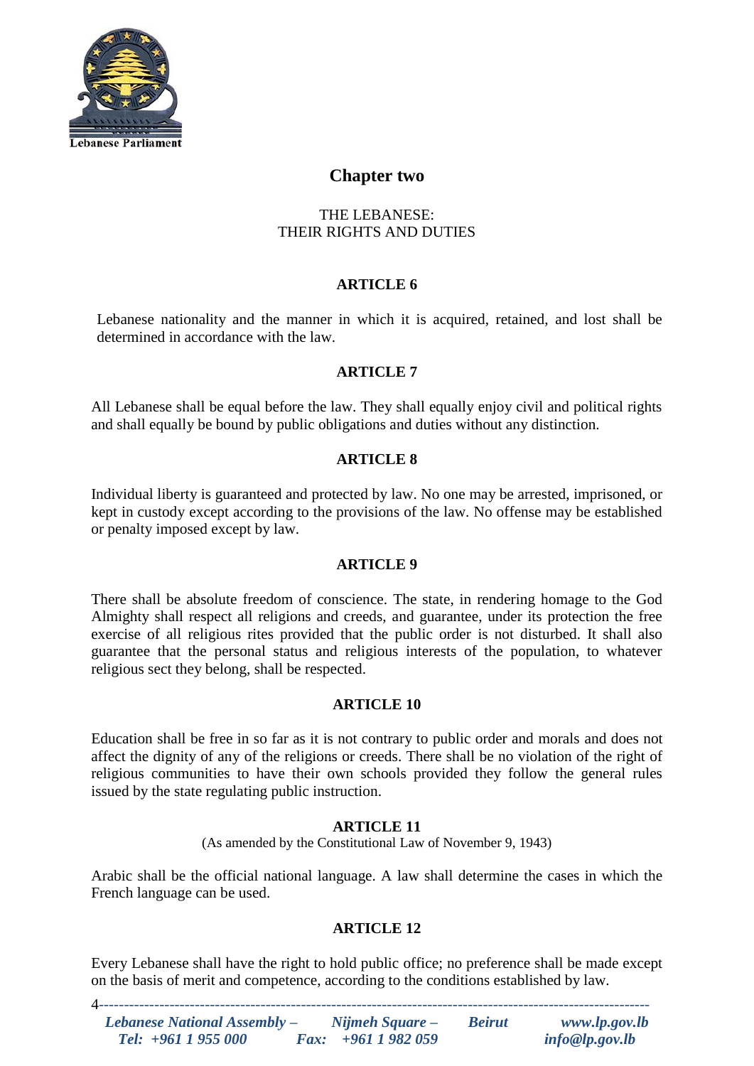## Chapter two

THE LEBANESE:
THEIR RIGHTS AND DUTIES

### ARTICLE 6

Lebanese nationality and the manner in which it is acquired, retained, and lost shall be determined in accordance with the law.

### ARTICLE 7

All Lebanese shall be equal before the law. They shall equally enjoy civil and political rights and shall equally be bound by public obligations and duties without any distinction.

### ARTICLE 8

Individual liberty is guaranteed and protected by law. No one may be arrested, imprisoned, or kept in custody except according to the provisions of the law. No offense may be established or penalty imposed except by law.

### ARTICLE 9

There shall be absolute freedom of conscience. The state, in rendering homage to the God Almighty shall respect all religions and creeds, and guarantee, under its protection the free exercise of all religious rites provided that the public order is not disturbed. It shall also guarantee that the personal status and religious interests of the population, to whatever religious sect they belong, shall be respected.

### ARTICLE 10

Education shall be free in so far as it is not contrary to public order and morals and does not affect the dignity of any of the religions or creeds. There shall be no violation of the right of religious communities to have their own schools provided they follow the general rules issued by the state regulating public instruction.

### ARTICLE 11

(As amended by the Constitutional Law of November 9, 1943)

Arabic shall be the official national language. A law shall determine the cases in which the French language can be used.

### ARTICLE 12

Every Lebanese shall have the right to hold public office; no preference shall be made except on the basis of merit and competence, according to the conditions established by law.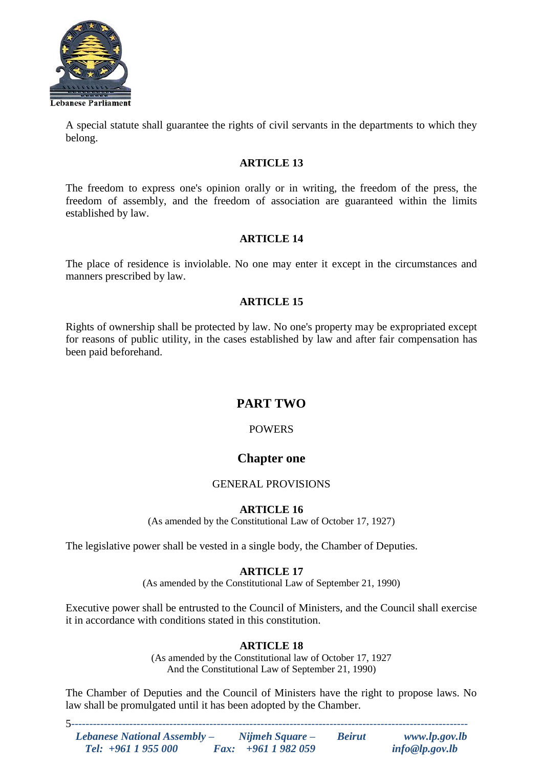A special statute shall guarantee the rights of civil servants in the departments to which they belong.

### ARTICLE 13

The freedom to express one's opinion orally or in writing, the freedom of the press, the freedom of assembly, and the freedom of association are guaranteed within the limits established by law.

### ARTICLE 14

The place of residence is inviolable. No one may enter it except in the circumstances and manners prescribed by law.

### ARTICLE 15

Rights of ownership shall be protected by law. No one's property may be expropriated except for reasons of public utility, in the cases established by law and after fair compensation has been paid beforehand.

# PART TWO

POWERS

## Chapter one

GENERAL PROVISIONS

### ARTICLE 16

(As amended by the Constitutional Law of October 17, 1927)

The legislative power shall be vested in a single body, the Chamber of Deputies.

### ARTICLE 17

(As amended by the Constitutional Law of September 21, 1990)

Executive power shall be entrusted to the Council of Ministers, and the Council shall exercise it in accordance with conditions stated in this constitution.

### ARTICLE 18

(As amended by the Constitutional law of October 17, 1927
And the Constitutional Law of September 21, 1990)

The Chamber of Deputies and the Council of Ministers have the right to propose laws. No law shall be promulgated until it has been adopted by the Chamber.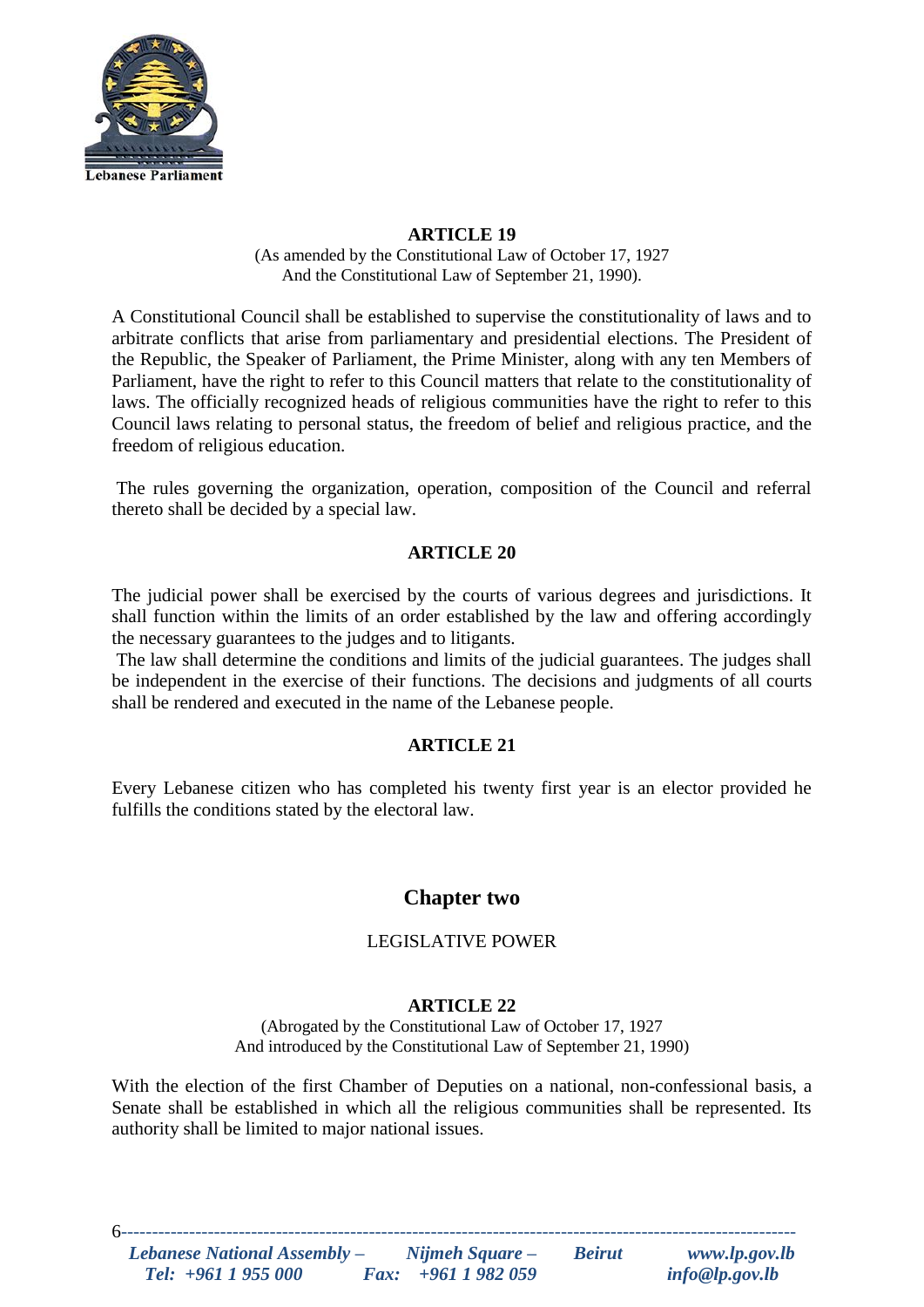### ARTICLE 19

(As amended by the Constitutional Law of October 17, 1927
And the Constitutional Law of September 21, 1990).

A Constitutional Council shall be established to supervise the constitutionality of laws and to arbitrate conflicts that arise from parliamentary and presidential elections. The President of the Republic, the Speaker of Parliament, the Prime Minister, along with any ten Members of Parliament, have the right to refer to this Council matters that relate to the constitutionality of laws. The officially recognized heads of religious communities have the right to refer to this Council laws relating to personal status, the freedom of belief and religious practice, and the freedom of religious education.

The rules governing the organization, operation, composition of the Council and referral thereto shall be decided by a special law.

### ARTICLE 20

The judicial power shall be exercised by the courts of various degrees and jurisdictions. It shall function within the limits of an order established by the law and offering accordingly the necessary guarantees to the judges and to litigants.
The law shall determine the conditions and limits of the judicial guarantees. The judges shall be independent in the exercise of their functions. The decisions and judgments of all courts shall be rendered and executed in the name of the Lebanese people.

### ARTICLE 21

Every Lebanese citizen who has completed his twenty first year is an elector provided he fulfills the conditions stated by the electoral law.

## Chapter two

LEGISLATIVE POWER

### ARTICLE 22

(Abrogated by the Constitutional Law of October 17, 1927
And introduced by the Constitutional Law of September 21, 1990)

With the election of the first Chamber of Deputies on a national, non-confessional basis, a Senate shall be established in which all the religious communities shall be represented. Its authority shall be limited to major national issues.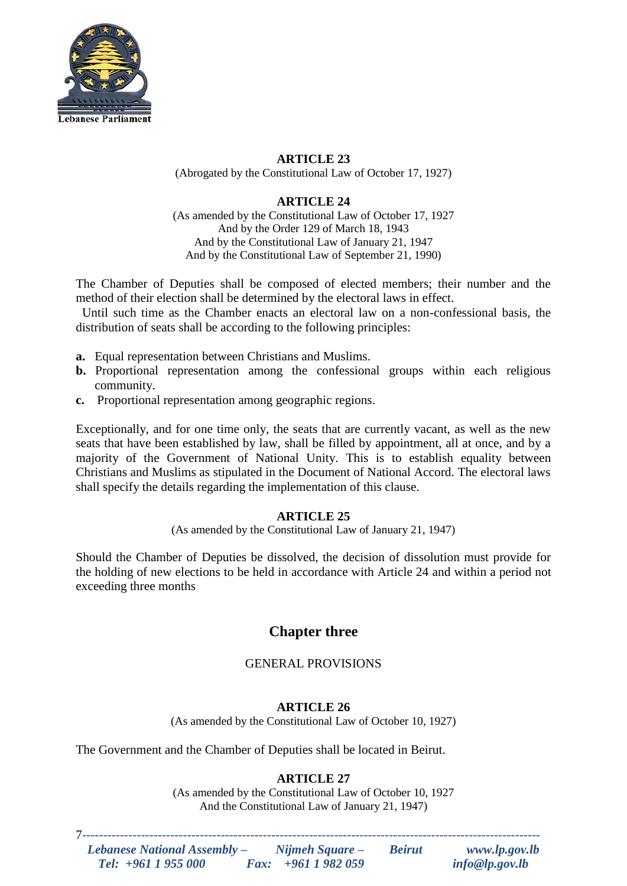### ARTICLE 23

(Abrogated by the Constitutional Law of October 17, 1927)

### ARTICLE 24

(As amended by the Constitutional Law of October 17, 1927
And by the Order 129 of March 18, 1943
And by the Constitutional Law of January 21, 1947
And by the Constitutional Law of September 21, 1990)

The Chamber of Deputies shall be composed of elected members; their number and the method of their election shall be determined by the electoral laws in effect.

Until such time as the Chamber enacts an electoral law on a non-confessional basis, the distribution of seats shall be according to the following principles:

**a.** Equal representation between Christians and Muslims.
**b.** Proportional representation among the confessional groups within each religious community.
**c.** Proportional representation among geographic regions.

Exceptionally, and for one time only, the seats that are currently vacant, as well as the new seats that have been established by law, shall be filled by appointment, all at once, and by a majority of the Government of National Unity. This is to establish equality between Christians and Muslims as stipulated in the Document of National Accord. The electoral laws shall specify the details regarding the implementation of this clause.

### ARTICLE 25

(As amended by the Constitutional Law of January 21, 1947)

Should the Chamber of Deputies be dissolved, the decision of dissolution must provide for the holding of new elections to be held in accordance with Article 24 and within a period not exceeding three months

## Chapter three

GENERAL PROVISIONS

### ARTICLE 26

(As amended by the Constitutional Law of October 10, 1927)

The Government and the Chamber of Deputies shall be located in Beirut.

### ARTICLE 27

(As amended by the Constitutional Law of October 10, 1927
And the Constitutional Law of January 21, 1947)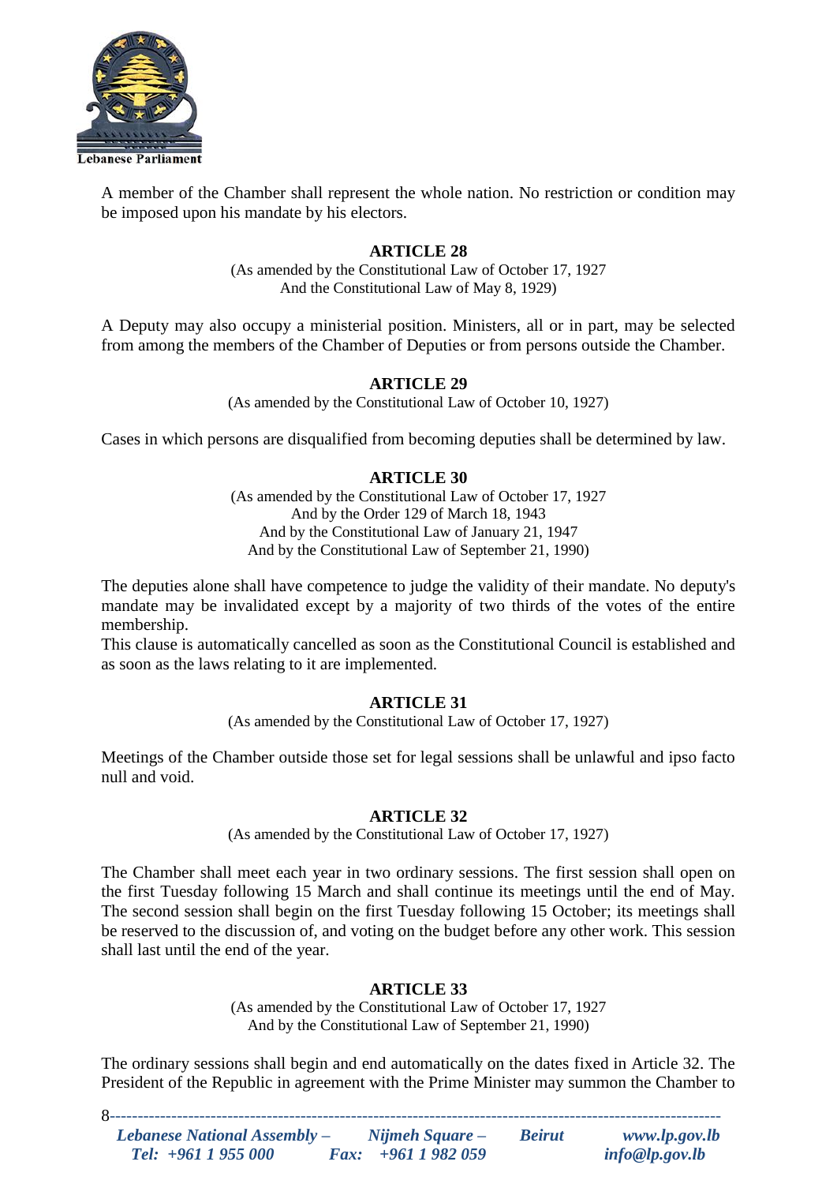A member of the Chamber shall represent the whole nation. No restriction or condition may be imposed upon his mandate by his electors.

### ARTICLE 28

(As amended by the Constitutional Law of October 17, 1927
And the Constitutional Law of May 8, 1929)

A Deputy may also occupy a ministerial position. Ministers, all or in part, may be selected from among the members of the Chamber of Deputies or from persons outside the Chamber.

### ARTICLE 29

(As amended by the Constitutional Law of October 10, 1927)

Cases in which persons are disqualified from becoming deputies shall be determined by law.

### ARTICLE 30

(As amended by the Constitutional Law of October 17, 1927
And by the Order 129 of March 18, 1943
And by the Constitutional Law of January 21, 1947
And by the Constitutional Law of September 21, 1990)

The deputies alone shall have competence to judge the validity of their mandate. No deputy's mandate may be invalidated except by a majority of two thirds of the votes of the entire membership.
This clause is automatically cancelled as soon as the Constitutional Council is established and as soon as the laws relating to it are implemented.

### ARTICLE 31

(As amended by the Constitutional Law of October 17, 1927)

Meetings of the Chamber outside those set for legal sessions shall be unlawful and ipso facto null and void.

### ARTICLE 32

(As amended by the Constitutional Law of October 17, 1927)

The Chamber shall meet each year in two ordinary sessions. The first session shall open on the first Tuesday following 15 March and shall continue its meetings until the end of May. The second session shall begin on the first Tuesday following 15 October; its meetings shall be reserved to the discussion of, and voting on the budget before any other work. This session shall last until the end of the year.

### ARTICLE 33

(As amended by the Constitutional Law of October 17, 1927
And by the Constitutional Law of September 21, 1990)

The ordinary sessions shall begin and end automatically on the dates fixed in Article 32. The President of the Republic in agreement with the Prime Minister may summon the Chamber to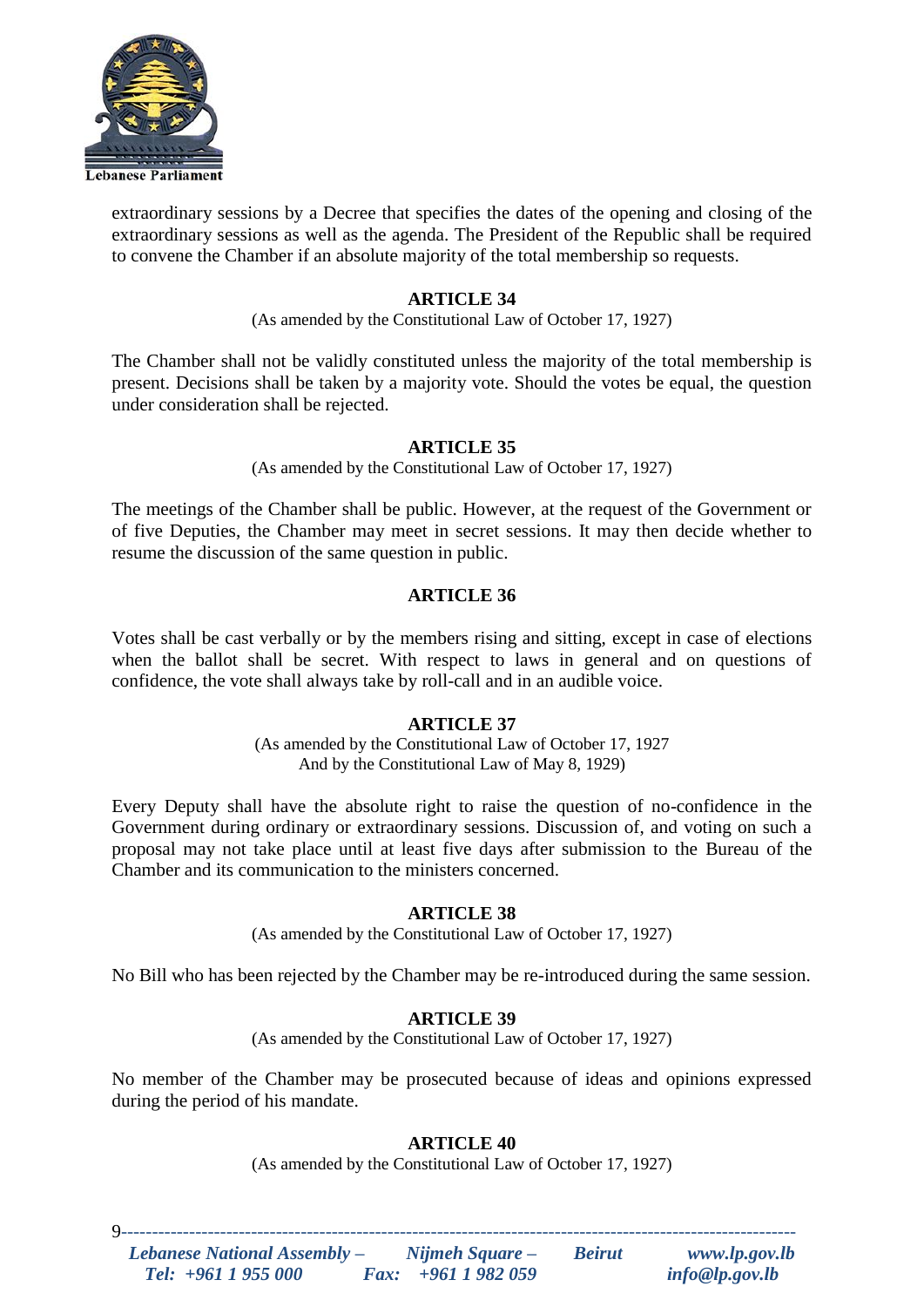extraordinary sessions by a Decree that specifies the dates of the opening and closing of the extraordinary sessions as well as the agenda. The President of the Republic shall be required to convene the Chamber if an absolute majority of the total membership so requests.

### ARTICLE 34

(As amended by the Constitutional Law of October 17, 1927)

The Chamber shall not be validly constituted unless the majority of the total membership is present. Decisions shall be taken by a majority vote. Should the votes be equal, the question under consideration shall be rejected.

### ARTICLE 35

(As amended by the Constitutional Law of October 17, 1927)

The meetings of the Chamber shall be public. However, at the request of the Government or of five Deputies, the Chamber may meet in secret sessions. It may then decide whether to resume the discussion of the same question in public.

### ARTICLE 36

Votes shall be cast verbally or by the members rising and sitting, except in case of elections when the ballot shall be secret. With respect to laws in general and on questions of confidence, the vote shall always take by roll-call and in an audible voice.

### ARTICLE 37

(As amended by the Constitutional Law of October 17, 1927
And by the Constitutional Law of May 8, 1929)

Every Deputy shall have the absolute right to raise the question of no-confidence in the Government during ordinary or extraordinary sessions. Discussion of, and voting on such a proposal may not take place until at least five days after submission to the Bureau of the Chamber and its communication to the ministers concerned.

### ARTICLE 38

(As amended by the Constitutional Law of October 17, 1927)

No Bill who has been rejected by the Chamber may be re-introduced during the same session.

### ARTICLE 39

(As amended by the Constitutional Law of October 17, 1927)

No member of the Chamber may be prosecuted because of ideas and opinions expressed during the period of his mandate.

### ARTICLE 40

(As amended by the Constitutional Law of October 17, 1927)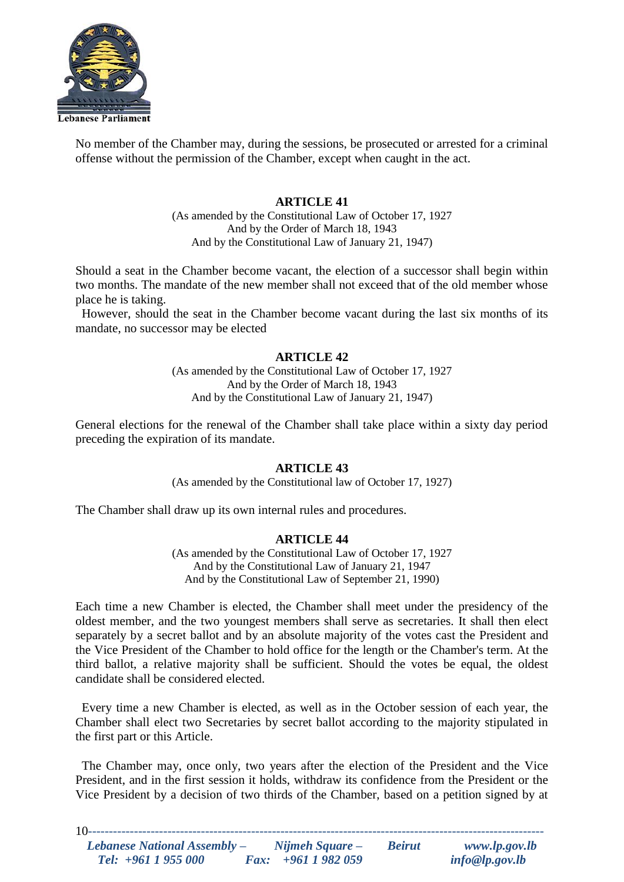No member of the Chamber may, during the sessions, be prosecuted or arrested for a criminal offense without the permission of the Chamber, except when caught in the act.

### ARTICLE 41

(As amended by the Constitutional Law of October 17, 1927
And by the Order of March 18, 1943
And by the Constitutional Law of January 21, 1947)

Should a seat in the Chamber become vacant, the election of a successor shall begin within two months. The mandate of the new member shall not exceed that of the old member whose place he is taking.

However, should the seat in the Chamber become vacant during the last six months of its mandate, no successor may be elected

### ARTICLE 42

(As amended by the Constitutional Law of October 17, 1927
And by the Order of March 18, 1943
And by the Constitutional Law of January 21, 1947)

General elections for the renewal of the Chamber shall take place within a sixty day period preceding the expiration of its mandate.

### ARTICLE 43

(As amended by the Constitutional law of October 17, 1927)

The Chamber shall draw up its own internal rules and procedures.

### ARTICLE 44

(As amended by the Constitutional Law of October 17, 1927
And by the Constitutional Law of January 21, 1947
And by the Constitutional Law of September 21, 1990)

Each time a new Chamber is elected, the Chamber shall meet under the presidency of the oldest member, and the two youngest members shall serve as secretaries. It shall then elect separately by a secret ballot and by an absolute majority of the votes cast the President and the Vice President of the Chamber to hold office for the length or the Chamber's term. At the third ballot, a relative majority shall be sufficient. Should the votes be equal, the oldest candidate shall be considered elected.

Every time a new Chamber is elected, as well as in the October session of each year, the Chamber shall elect two Secretaries by secret ballot according to the majority stipulated in the first part or this Article.

The Chamber may, once only, two years after the election of the President and the Vice President, and in the first session it holds, withdraw its confidence from the President or the Vice President by a decision of two thirds of the Chamber, based on a petition signed by at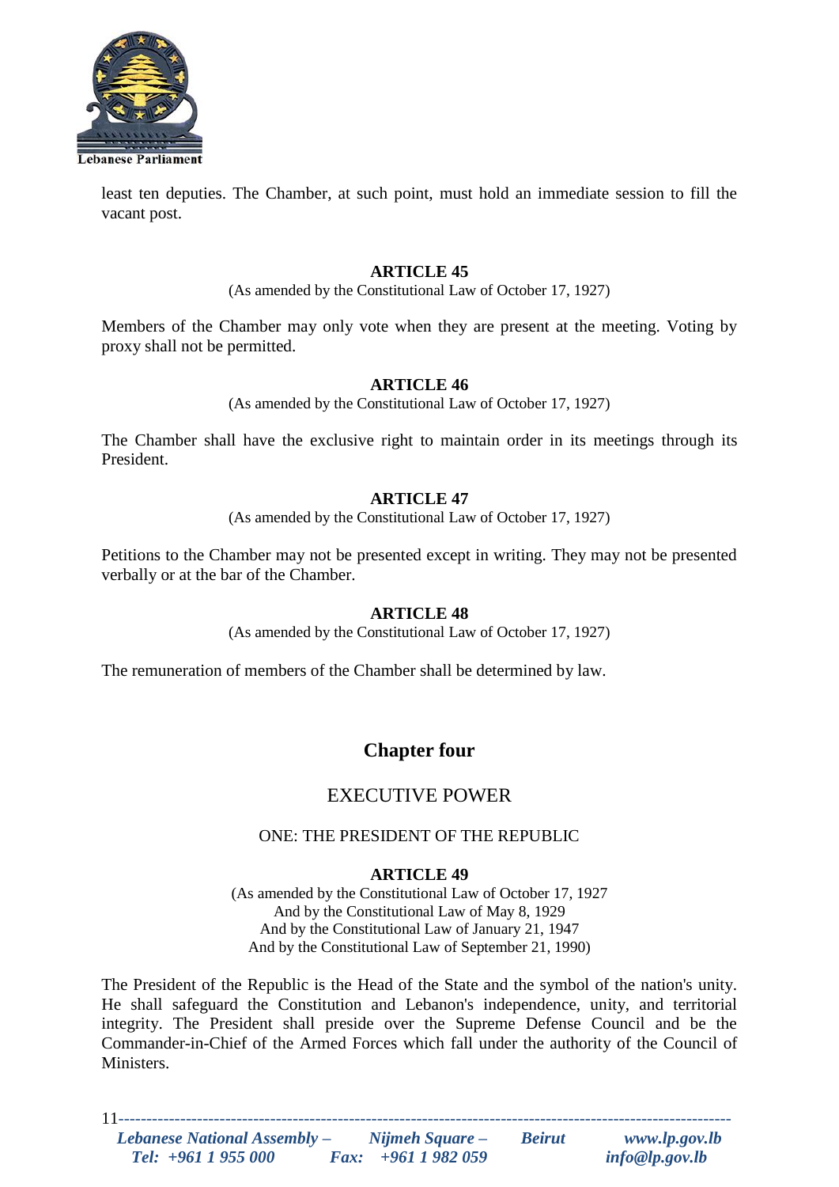least ten deputies. The Chamber, at such point, must hold an immediate session to fill the vacant post.

### ARTICLE 45

(As amended by the Constitutional Law of October 17, 1927)

Members of the Chamber may only vote when they are present at the meeting. Voting by proxy shall not be permitted.

### ARTICLE 46

(As amended by the Constitutional Law of October 17, 1927)

The Chamber shall have the exclusive right to maintain order in its meetings through its President.

### ARTICLE 47

(As amended by the Constitutional Law of October 17, 1927)

Petitions to the Chamber may not be presented except in writing. They may not be presented verbally or at the bar of the Chamber.

### ARTICLE 48

(As amended by the Constitutional Law of October 17, 1927)

The remuneration of members of the Chamber shall be determined by law.

## Chapter four

## EXECUTIVE POWER

### ONE: THE PRESIDENT OF THE REPUBLIC

### ARTICLE 49

(As amended by the Constitutional Law of October 17, 1927
And by the Constitutional Law of May 8, 1929
And by the Constitutional Law of January 21, 1947
And by the Constitutional Law of September 21, 1990)

The President of the Republic is the Head of the State and the symbol of the nation's unity. He shall safeguard the Constitution and Lebanon's independence, unity, and territorial integrity. The President shall preside over the Supreme Defense Council and be the Commander-in-Chief of the Armed Forces which fall under the authority of the Council of Ministers.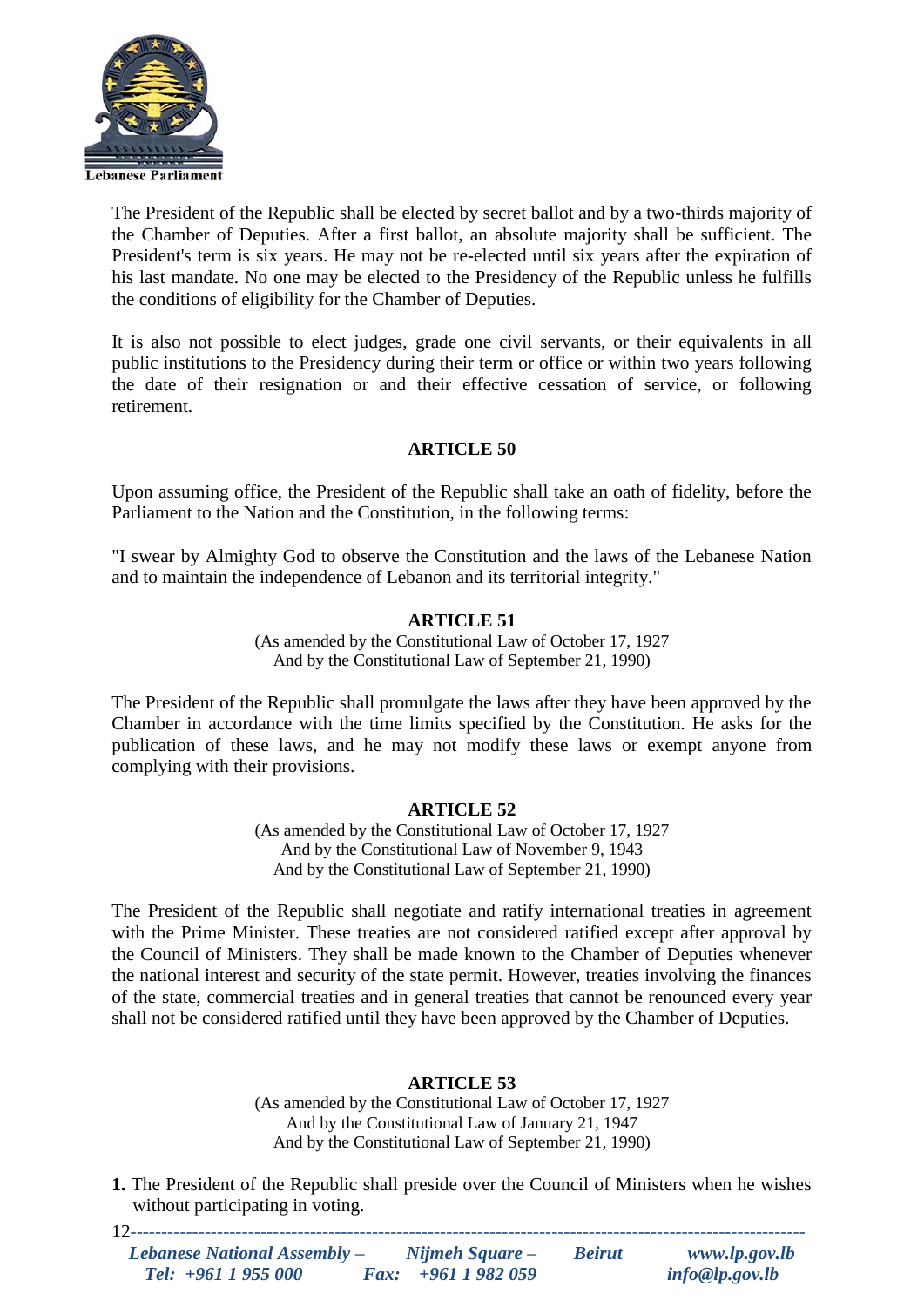The President of the Republic shall be elected by secret ballot and by a two-thirds majority of the Chamber of Deputies. After a first ballot, an absolute majority shall be sufficient. The President's term is six years. He may not be re-elected until six years after the expiration of his last mandate. No one may be elected to the Presidency of the Republic unless he fulfills the conditions of eligibility for the Chamber of Deputies.

It is also not possible to elect judges, grade one civil servants, or their equivalents in all public institutions to the Presidency during their term or office or within two years following the date of their resignation or and their effective cessation of service, or following retirement.

### ARTICLE 50

Upon assuming office, the President of the Republic shall take an oath of fidelity, before the Parliament to the Nation and the Constitution, in the following terms:

"I swear by Almighty God to observe the Constitution and the laws of the Lebanese Nation and to maintain the independence of Lebanon and its territorial integrity."

### ARTICLE 51

(As amended by the Constitutional Law of October 17, 1927
And by the Constitutional Law of September 21, 1990)

The President of the Republic shall promulgate the laws after they have been approved by the Chamber in accordance with the time limits specified by the Constitution. He asks for the publication of these laws, and he may not modify these laws or exempt anyone from complying with their provisions.

### ARTICLE 52

(As amended by the Constitutional Law of October 17, 1927
And by the Constitutional Law of November 9, 1943
And by the Constitutional Law of September 21, 1990)

The President of the Republic shall negotiate and ratify international treaties in agreement with the Prime Minister. These treaties are not considered ratified except after approval by the Council of Ministers. They shall be made known to the Chamber of Deputies whenever the national interest and security of the state permit. However, treaties involving the finances of the state, commercial treaties and in general treaties that cannot be renounced every year shall not be considered ratified until they have been approved by the Chamber of Deputies.

### ARTICLE 53

(As amended by the Constitutional Law of October 17, 1927
And by the Constitutional Law of January 21, 1947
And by the Constitutional Law of September 21, 1990)

**1.** The President of the Republic shall preside over the Council of Ministers when he wishes without participating in voting.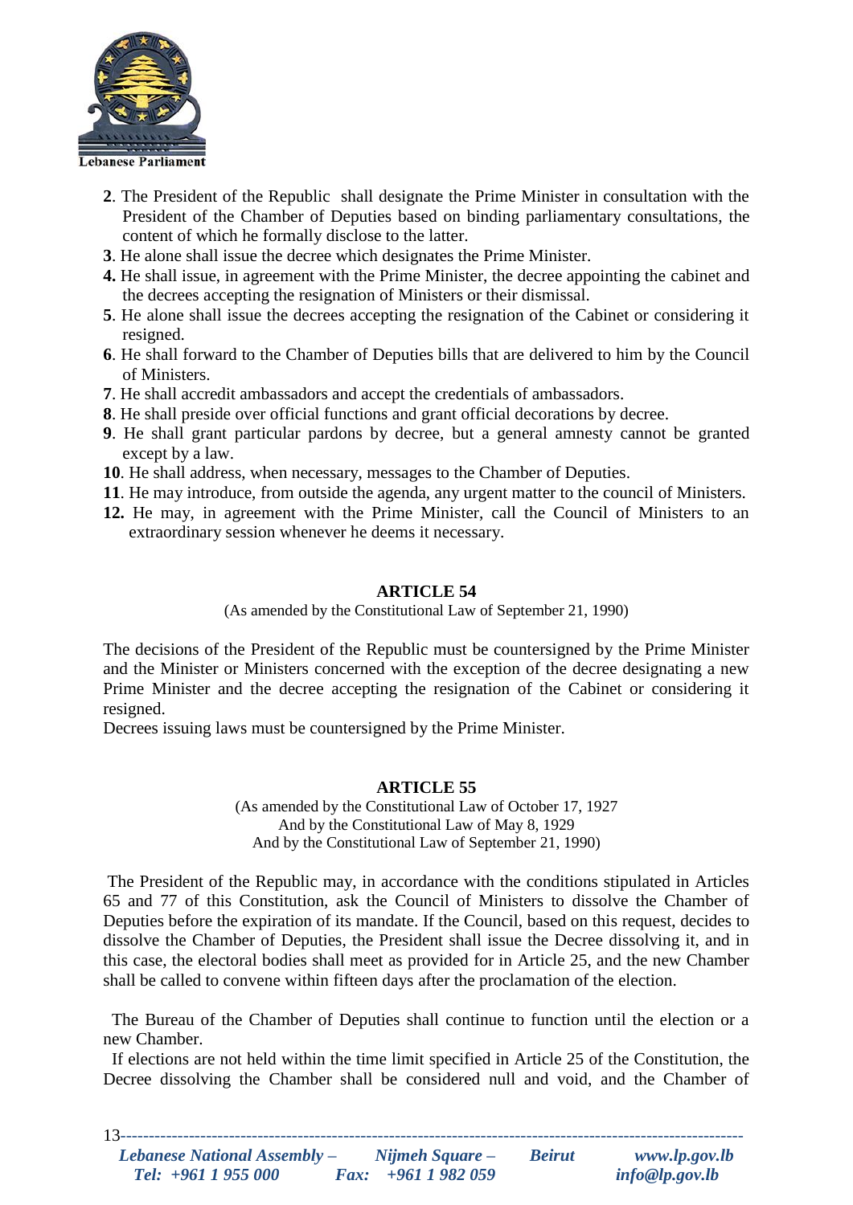**2**. The President of the Republic shall designate the Prime Minister in consultation with the President of the Chamber of Deputies based on binding parliamentary consultations, the content of which he formally disclose to the latter.
**3**. He alone shall issue the decree which designates the Prime Minister.
**4.** He shall issue, in agreement with the Prime Minister, the decree appointing the cabinet and the decrees accepting the resignation of Ministers or their dismissal.
**5**. He alone shall issue the decrees accepting the resignation of the Cabinet or considering it resigned.
**6**. He shall forward to the Chamber of Deputies bills that are delivered to him by the Council of Ministers.
**7**. He shall accredit ambassadors and accept the credentials of ambassadors.
**8**. He shall preside over official functions and grant official decorations by decree.
**9**. He shall grant particular pardons by decree, but a general amnesty cannot be granted except by a law.
**10**. He shall address, when necessary, messages to the Chamber of Deputies.
**11**. He may introduce, from outside the agenda, any urgent matter to the council of Ministers.
**12.** He may, in agreement with the Prime Minister, call the Council of Ministers to an extraordinary session whenever he deems it necessary.

## ARTICLE 54

(As amended by the Constitutional Law of September 21, 1990)

The decisions of the President of the Republic must be countersigned by the Prime Minister and the Minister or Ministers concerned with the exception of the decree designating a new Prime Minister and the decree accepting the resignation of the Cabinet or considering it resigned.
Decrees issuing laws must be countersigned by the Prime Minister.

## ARTICLE 55

(As amended by the Constitutional Law of October 17, 1927
And by the Constitutional Law of May 8, 1929
And by the Constitutional Law of September 21, 1990)

The President of the Republic may, in accordance with the conditions stipulated in Articles 65 and 77 of this Constitution, ask the Council of Ministers to dissolve the Chamber of Deputies before the expiration of its mandate. If the Council, based on this request, decides to dissolve the Chamber of Deputies, the President shall issue the Decree dissolving it, and in this case, the electoral bodies shall meet as provided for in Article 25, and the new Chamber shall be called to convene within fifteen days after the proclamation of the election.

The Bureau of the Chamber of Deputies shall continue to function until the election or a new Chamber.
If elections are not held within the time limit specified in Article 25 of the Constitution, the Decree dissolving the Chamber shall be considered null and void, and the Chamber of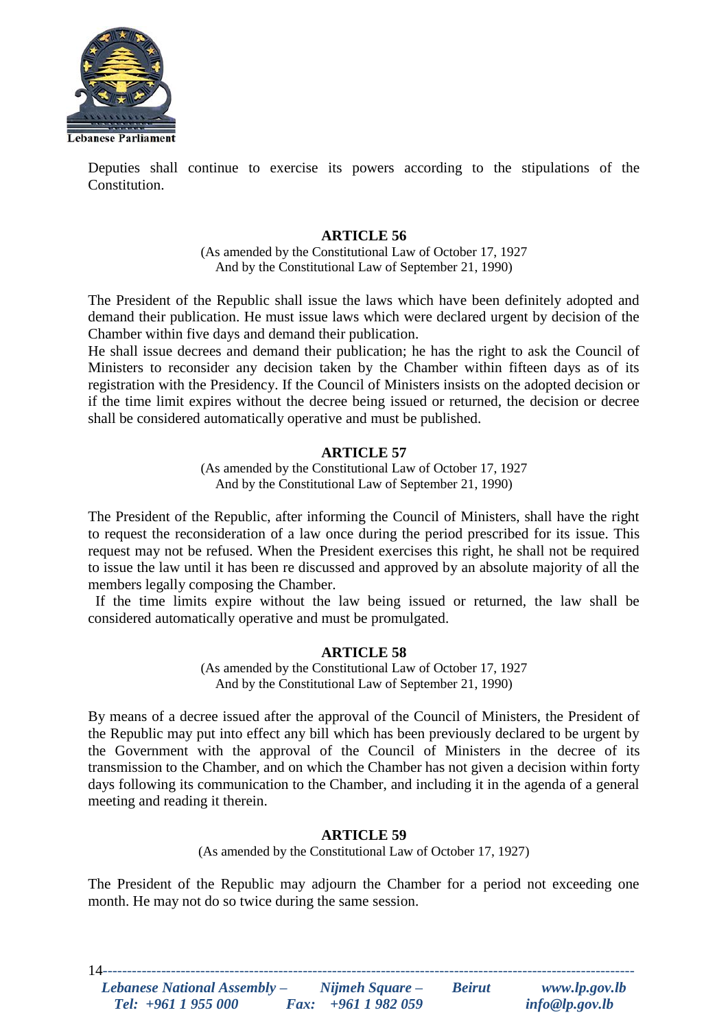Deputies shall continue to exercise its powers according to the stipulations of the Constitution.

### ARTICLE 56

(As amended by the Constitutional Law of October 17, 1927
And by the Constitutional Law of September 21, 1990)

The President of the Republic shall issue the laws which have been definitely adopted and demand their publication. He must issue laws which were declared urgent by decision of the Chamber within five days and demand their publication.
He shall issue decrees and demand their publication; he has the right to ask the Council of Ministers to reconsider any decision taken by the Chamber within fifteen days as of its registration with the Presidency. If the Council of Ministers insists on the adopted decision or if the time limit expires without the decree being issued or returned, the decision or decree shall be considered automatically operative and must be published.

### ARTICLE 57

(As amended by the Constitutional Law of October 17, 1927
And by the Constitutional Law of September 21, 1990)

The President of the Republic, after informing the Council of Ministers, shall have the right to request the reconsideration of a law once during the period prescribed for its issue. This request may not be refused. When the President exercises this right, he shall not be required to issue the law until it has been re discussed and approved by an absolute majority of all the members legally composing the Chamber.
If the time limits expire without the law being issued or returned, the law shall be considered automatically operative and must be promulgated.

### ARTICLE 58

(As amended by the Constitutional Law of October 17, 1927
And by the Constitutional Law of September 21, 1990)

By means of a decree issued after the approval of the Council of Ministers, the President of the Republic may put into effect any bill which has been previously declared to be urgent by the Government with the approval of the Council of Ministers in the decree of its transmission to the Chamber, and on which the Chamber has not given a decision within forty days following its communication to the Chamber, and including it in the agenda of a general meeting and reading it therein.

### ARTICLE 59

(As amended by the Constitutional Law of October 17, 1927)

The President of the Republic may adjourn the Chamber for a period not exceeding one month. He may not do so twice during the same session.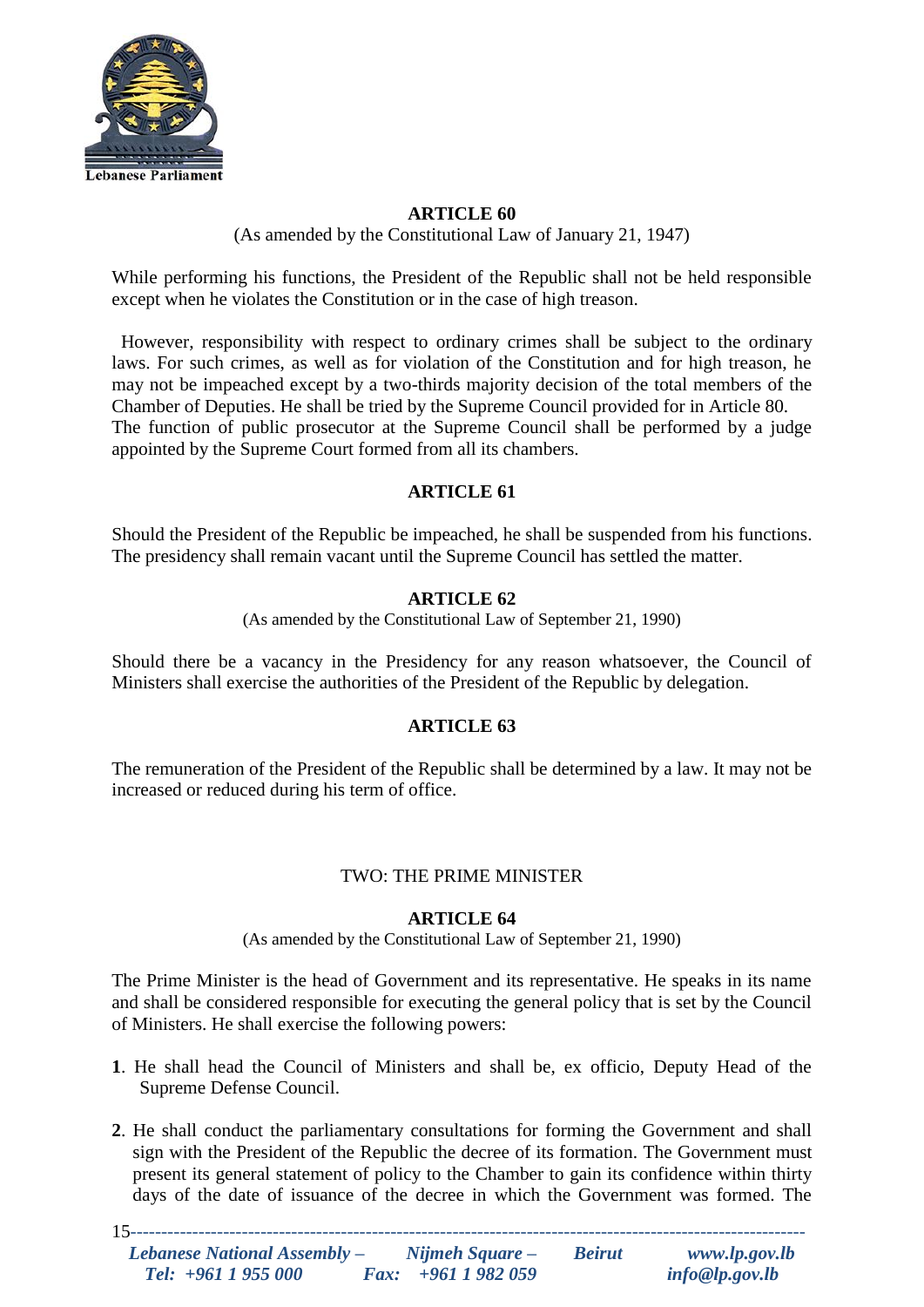## ARTICLE 60

(As amended by the Constitutional Law of January 21, 1947)

While performing his functions, the President of the Republic shall not be held responsible except when he violates the Constitution or in the case of high treason.

However, responsibility with respect to ordinary crimes shall be subject to the ordinary laws. For such crimes, as well as for violation of the Constitution and for high treason, he may not be impeached except by a two-thirds majority decision of the total members of the Chamber of Deputies. He shall be tried by the Supreme Council provided for in Article 80. The function of public prosecutor at the Supreme Council shall be performed by a judge appointed by the Supreme Court formed from all its chambers.

## ARTICLE 61

Should the President of the Republic be impeached, he shall be suspended from his functions. The presidency shall remain vacant until the Supreme Council has settled the matter.

## ARTICLE 62

(As amended by the Constitutional Law of September 21, 1990)

Should there be a vacancy in the Presidency for any reason whatsoever, the Council of Ministers shall exercise the authorities of the President of the Republic by delegation.

## ARTICLE 63

The remuneration of the President of the Republic shall be determined by a law. It may not be increased or reduced during his term of office.

# TWO: THE PRIME MINISTER

## ARTICLE 64

(As amended by the Constitutional Law of September 21, 1990)

The Prime Minister is the head of Government and its representative. He speaks in its name and shall be considered responsible for executing the general policy that is set by the Council of Ministers. He shall exercise the following powers:

**1**. He shall head the Council of Ministers and shall be, ex officio, Deputy Head of the Supreme Defense Council.

**2**. He shall conduct the parliamentary consultations for forming the Government and shall sign with the President of the Republic the decree of its formation. The Government must present its general statement of policy to the Chamber to gain its confidence within thirty days of the date of issuance of the decree in which the Government was formed. The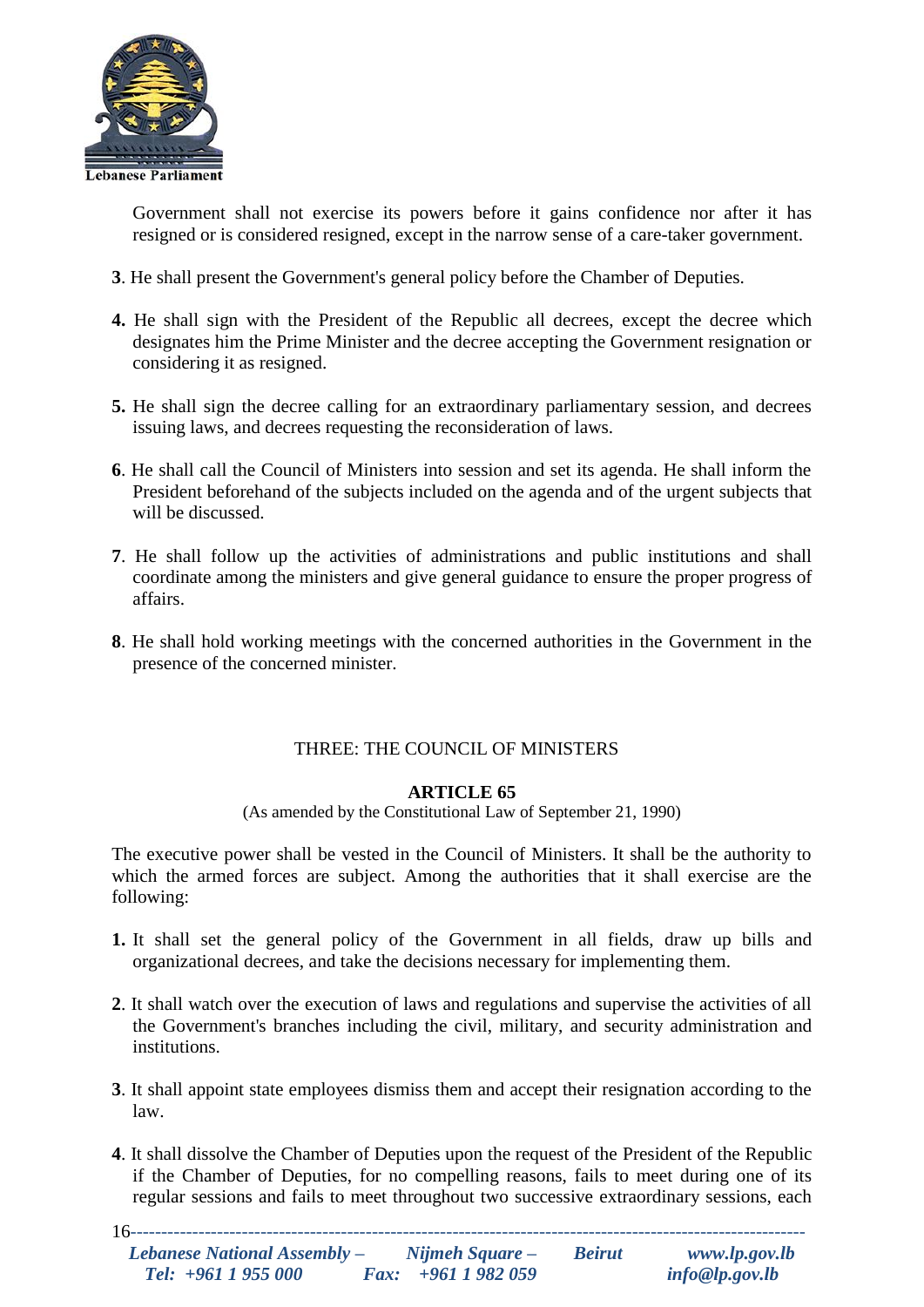Government shall not exercise its powers before it gains confidence nor after it has resigned or is considered resigned, except in the narrow sense of a care-taker government.

**3**. He shall present the Government's general policy before the Chamber of Deputies.

**4.** He shall sign with the President of the Republic all decrees, except the decree which designates him the Prime Minister and the decree accepting the Government resignation or considering it as resigned.

**5.** He shall sign the decree calling for an extraordinary parliamentary session, and decrees issuing laws, and decrees requesting the reconsideration of laws.

**6**. He shall call the Council of Ministers into session and set its agenda. He shall inform the President beforehand of the subjects included on the agenda and of the urgent subjects that will be discussed.

**7**. He shall follow up the activities of administrations and public institutions and shall coordinate among the ministers and give general guidance to ensure the proper progress of affairs.

**8**. He shall hold working meetings with the concerned authorities in the Government in the presence of the concerned minister.

## THREE: THE COUNCIL OF MINISTERS

### ARTICLE 65

(As amended by the Constitutional Law of September 21, 1990)

The executive power shall be vested in the Council of Ministers. It shall be the authority to which the armed forces are subject. Among the authorities that it shall exercise are the following:

**1.** It shall set the general policy of the Government in all fields, draw up bills and organizational decrees, and take the decisions necessary for implementing them.

**2**. It shall watch over the execution of laws and regulations and supervise the activities of all the Government's branches including the civil, military, and security administration and institutions.

**3**. It shall appoint state employees dismiss them and accept their resignation according to the law.

**4**. It shall dissolve the Chamber of Deputies upon the request of the President of the Republic if the Chamber of Deputies, for no compelling reasons, fails to meet during one of its regular sessions and fails to meet throughout two successive extraordinary sessions, each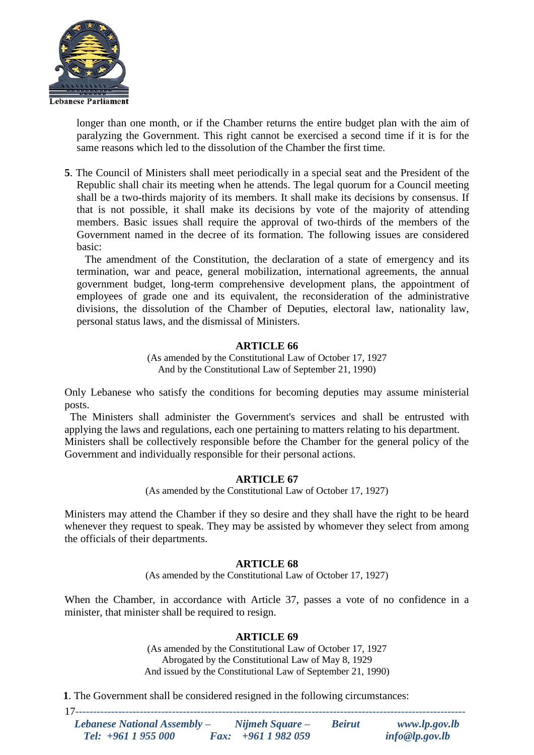longer than one month, or if the Chamber returns the entire budget plan with the aim of paralyzing the Government. This right cannot be exercised a second time if it is for the same reasons which led to the dissolution of the Chamber the first time.

**5**. The Council of Ministers shall meet periodically in a special seat and the President of the Republic shall chair its meeting when he attends. The legal quorum for a Council meeting shall be a two-thirds majority of its members. It shall make its decisions by consensus. If that is not possible, it shall make its decisions by vote of the majority of attending members. Basic issues shall require the approval of two-thirds of the members of the Government named in the decree of its formation. The following issues are considered basic:

The amendment of the Constitution, the declaration of a state of emergency and its termination, war and peace, general mobilization, international agreements, the annual government budget, long-term comprehensive development plans, the appointment of employees of grade one and its equivalent, the reconsideration of the administrative divisions, the dissolution of the Chamber of Deputies, electoral law, nationality law, personal status laws, and the dismissal of Ministers.

## ARTICLE 66

(As amended by the Constitutional Law of October 17, 1927
And by the Constitutional Law of September 21, 1990)

Only Lebanese who satisfy the conditions for becoming deputies may assume ministerial posts.

The Ministers shall administer the Government's services and shall be entrusted with applying the laws and regulations, each one pertaining to matters relating to his department.
Ministers shall be collectively responsible before the Chamber for the general policy of the Government and individually responsible for their personal actions.

## ARTICLE 67

(As amended by the Constitutional Law of October 17, 1927)

Ministers may attend the Chamber if they so desire and they shall have the right to be heard whenever they request to speak. They may be assisted by whomever they select from among the officials of their departments.

## ARTICLE 68

(As amended by the Constitutional Law of October 17, 1927)

When the Chamber, in accordance with Article 37, passes a vote of no confidence in a minister, that minister shall be required to resign.

## ARTICLE 69

(As amended by the Constitutional Law of October 17, 1927
Abrogated by the Constitutional Law of May 8, 1929
And issued by the Constitutional Law of September 21, 1990)

**1**. The Government shall be considered resigned in the following circumstances: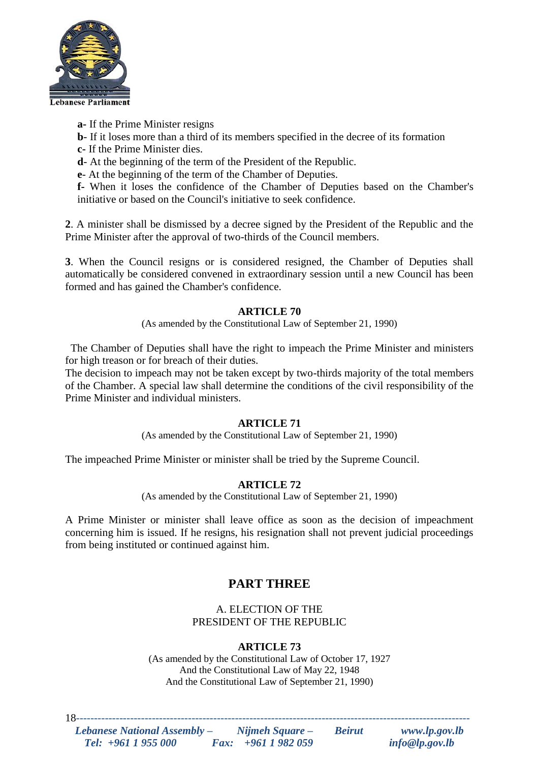**a-** If the Prime Minister resigns

**b-** If it loses more than a third of its members specified in the decree of its formation

**c-** If the Prime Minister dies.

**d-** At the beginning of the term of the President of the Republic.

**e-** At the beginning of the term of the Chamber of Deputies.

**f-** When it loses the confidence of the Chamber of Deputies based on the Chamber's initiative or based on the Council's initiative to seek confidence.

**2**. A minister shall be dismissed by a decree signed by the President of the Republic and the Prime Minister after the approval of two-thirds of the Council members.

**3**. When the Council resigns or is considered resigned, the Chamber of Deputies shall automatically be considered convened in extraordinary session until a new Council has been formed and has gained the Chamber's confidence.

### ARTICLE 70

(As amended by the Constitutional Law of September 21, 1990)

The Chamber of Deputies shall have the right to impeach the Prime Minister and ministers for high treason or for breach of their duties.
The decision to impeach may not be taken except by two-thirds majority of the total members of the Chamber. A special law shall determine the conditions of the civil responsibility of the Prime Minister and individual ministers.

### ARTICLE 71

(As amended by the Constitutional Law of September 21, 1990)

The impeached Prime Minister or minister shall be tried by the Supreme Council.

### ARTICLE 72

(As amended by the Constitutional Law of September 21, 1990)

A Prime Minister or minister shall leave office as soon as the decision of impeachment concerning him is issued. If he resigns, his resignation shall not prevent judicial proceedings from being instituted or continued against him.

## PART THREE

A. ELECTION OF THE
PRESIDENT OF THE REPUBLIC

### ARTICLE 73

(As amended by the Constitutional Law of October 17, 1927
And the Constitutional Law of May 22, 1948
And the Constitutional Law of September 21, 1990)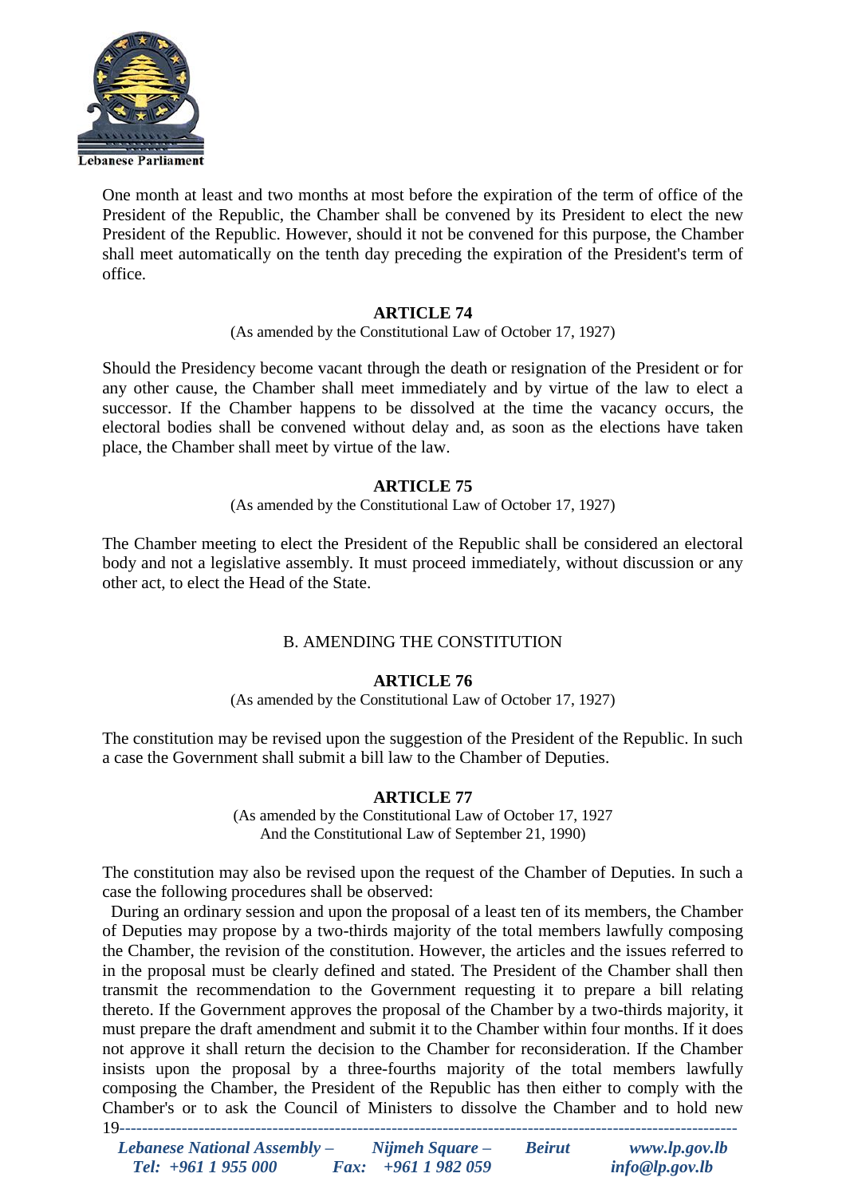One month at least and two months at most before the expiration of the term of office of the President of the Republic, the Chamber shall be convened by its President to elect the new President of the Republic. However, should it not be convened for this purpose, the Chamber shall meet automatically on the tenth day preceding the expiration of the President's term of office.

### ARTICLE 74

(As amended by the Constitutional Law of October 17, 1927)

Should the Presidency become vacant through the death or resignation of the President or for any other cause, the Chamber shall meet immediately and by virtue of the law to elect a successor. If the Chamber happens to be dissolved at the time the vacancy occurs, the electoral bodies shall be convened without delay and, as soon as the elections have taken place, the Chamber shall meet by virtue of the law.

### ARTICLE 75

(As amended by the Constitutional Law of October 17, 1927)

The Chamber meeting to elect the President of the Republic shall be considered an electoral body and not a legislative assembly. It must proceed immediately, without discussion or any other act, to elect the Head of the State.

## B. AMENDING THE CONSTITUTION

### ARTICLE 76

(As amended by the Constitutional Law of October 17, 1927)

The constitution may be revised upon the suggestion of the President of the Republic. In such a case the Government shall submit a bill law to the Chamber of Deputies.

### ARTICLE 77

(As amended by the Constitutional Law of October 17, 1927
And the Constitutional Law of September 21, 1990)

The constitution may also be revised upon the request of the Chamber of Deputies. In such a case the following procedures shall be observed:

During an ordinary session and upon the proposal of a least ten of its members, the Chamber of Deputies may propose by a two-thirds majority of the total members lawfully composing the Chamber, the revision of the constitution. However, the articles and the issues referred to in the proposal must be clearly defined and stated. The President of the Chamber shall then transmit the recommendation to the Government requesting it to prepare a bill relating thereto. If the Government approves the proposal of the Chamber by a two-thirds majority, it must prepare the draft amendment and submit it to the Chamber within four months. If it does not approve it shall return the decision to the Chamber for reconsideration. If the Chamber insists upon the proposal by a three-fourths majority of the total members lawfully composing the Chamber, the President of the Republic has then either to comply with the Chamber's or to ask the Council of Ministers to dissolve the Chamber and to hold new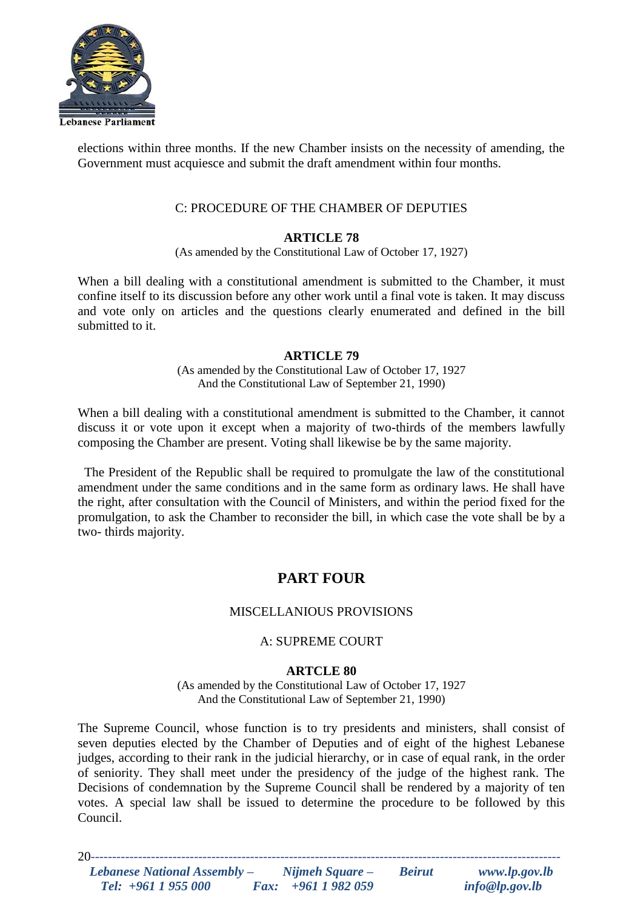elections within three months. If the new Chamber insists on the necessity of amending, the Government must acquiesce and submit the draft amendment within four months.

### C: PROCEDURE OF THE CHAMBER OF DEPUTIES

### ARTICLE 78

(As amended by the Constitutional Law of October 17, 1927)

When a bill dealing with a constitutional amendment is submitted to the Chamber, it must confine itself to its discussion before any other work until a final vote is taken. It may discuss and vote only on articles and the questions clearly enumerated and defined in the bill submitted to it.

### ARTICLE 79

(As amended by the Constitutional Law of October 17, 1927
And the Constitutional Law of September 21, 1990)

When a bill dealing with a constitutional amendment is submitted to the Chamber, it cannot discuss it or vote upon it except when a majority of two-thirds of the members lawfully composing the Chamber are present. Voting shall likewise be by the same majority.

The President of the Republic shall be required to promulgate the law of the constitutional amendment under the same conditions and in the same form as ordinary laws. He shall have the right, after consultation with the Council of Ministers, and within the period fixed for the promulgation, to ask the Chamber to reconsider the bill, in which case the vote shall be by a two- thirds majority.

## PART FOUR

### MISCELLANIOUS PROVISIONS

### A: SUPREME COURT

### ARTCLE 80

(As amended by the Constitutional Law of October 17, 1927
And the Constitutional Law of September 21, 1990)

The Supreme Council, whose function is to try presidents and ministers, shall consist of seven deputies elected by the Chamber of Deputies and of eight of the highest Lebanese judges, according to their rank in the judicial hierarchy, or in case of equal rank, in the order of seniority. They shall meet under the presidency of the judge of the highest rank. The Decisions of condemnation by the Supreme Council shall be rendered by a majority of ten votes. A special law shall be issued to determine the procedure to be followed by this Council.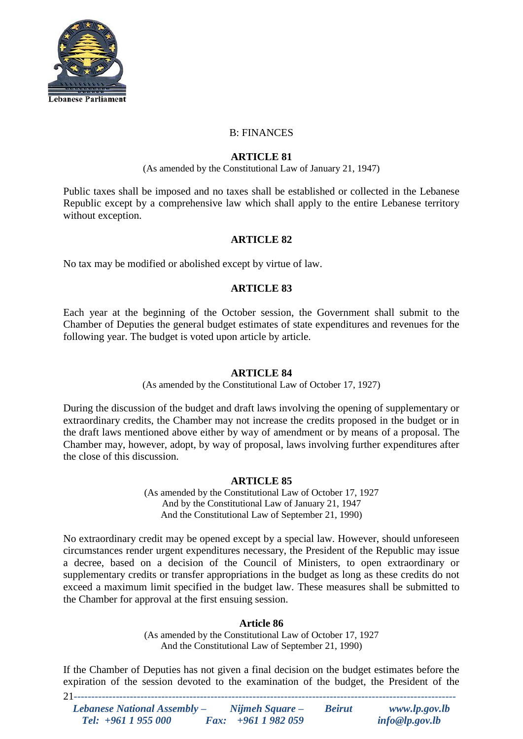## B: FINANCES

### ARTICLE 81

(As amended by the Constitutional Law of January 21, 1947)

Public taxes shall be imposed and no taxes shall be established or collected in the Lebanese Republic except by a comprehensive law which shall apply to the entire Lebanese territory without exception.

### ARTICLE 82

No tax may be modified or abolished except by virtue of law.

### ARTICLE 83

Each year at the beginning of the October session, the Government shall submit to the Chamber of Deputies the general budget estimates of state expenditures and revenues for the following year. The budget is voted upon article by article.

### ARTICLE 84

(As amended by the Constitutional Law of October 17, 1927)

During the discussion of the budget and draft laws involving the opening of supplementary or extraordinary credits, the Chamber may not increase the credits proposed in the budget or in the draft laws mentioned above either by way of amendment or by means of a proposal. The Chamber may, however, adopt, by way of proposal, laws involving further expenditures after the close of this discussion.

### ARTICLE 85

(As amended by the Constitutional Law of October 17, 1927
And by the Constitutional Law of January 21, 1947
And the Constitutional Law of September 21, 1990)

No extraordinary credit may be opened except by a special law. However, should unforeseen circumstances render urgent expenditures necessary, the President of the Republic may issue a decree, based on a decision of the Council of Ministers, to open extraordinary or supplementary credits or transfer appropriations in the budget as long as these credits do not exceed a maximum limit specified in the budget law. These measures shall be submitted to the Chamber for approval at the first ensuing session.

### Article 86

(As amended by the Constitutional Law of October 17, 1927
And the Constitutional Law of September 21, 1990)

If the Chamber of Deputies has not given a final decision on the budget estimates before the expiration of the session devoted to the examination of the budget, the President of the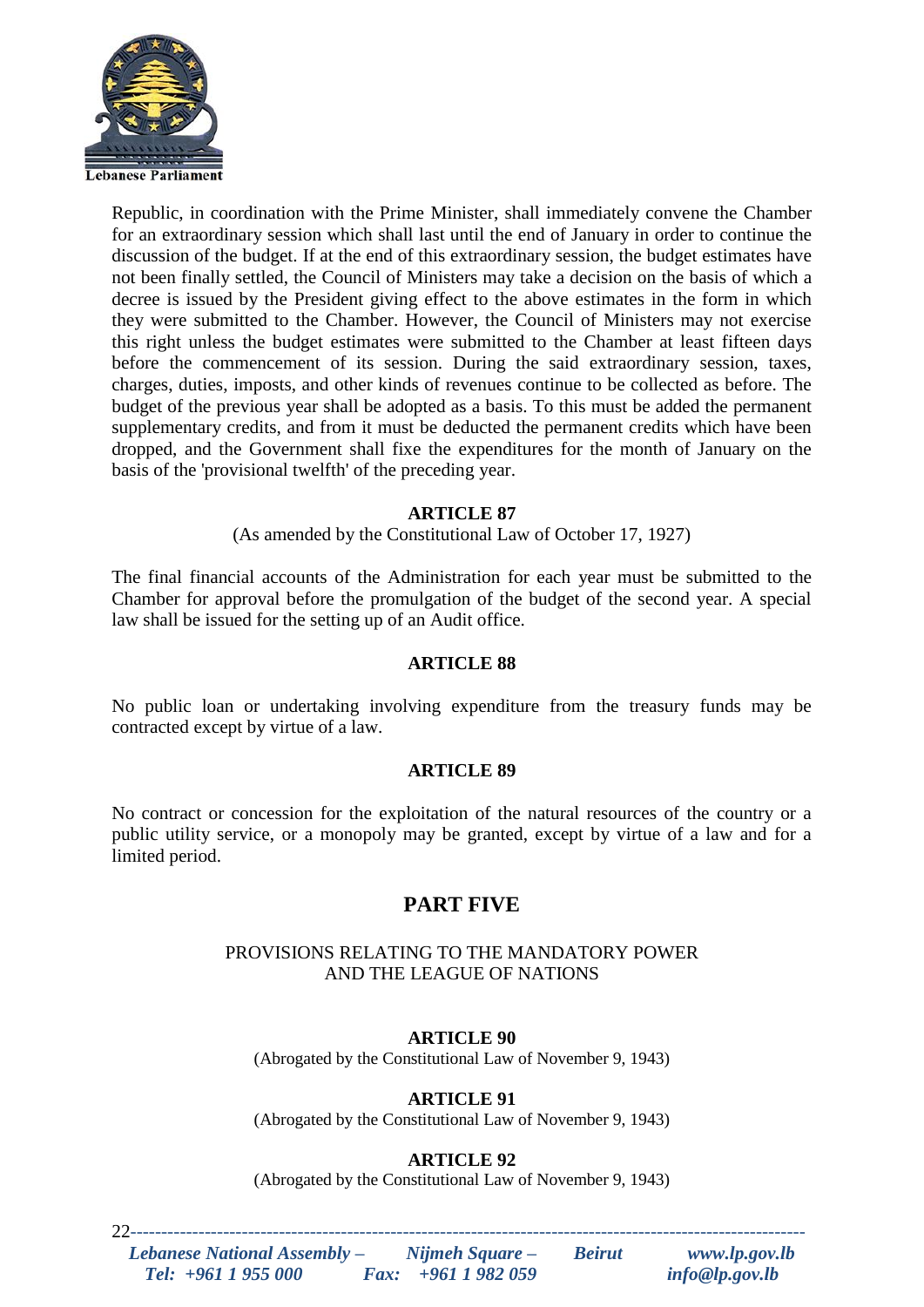Republic, in coordination with the Prime Minister, shall immediately convene the Chamber for an extraordinary session which shall last until the end of January in order to continue the discussion of the budget. If at the end of this extraordinary session, the budget estimates have not been finally settled, the Council of Ministers may take a decision on the basis of which a decree is issued by the President giving effect to the above estimates in the form in which they were submitted to the Chamber. However, the Council of Ministers may not exercise this right unless the budget estimates were submitted to the Chamber at least fifteen days before the commencement of its session. During the said extraordinary session, taxes, charges, duties, imposts, and other kinds of revenues continue to be collected as before. The budget of the previous year shall be adopted as a basis. To this must be added the permanent supplementary credits, and from it must be deducted the permanent credits which have been dropped, and the Government shall fixe the expenditures for the month of January on the basis of the 'provisional twelfth' of the preceding year.

**ARTICLE 87**

(As amended by the Constitutional Law of October 17, 1927)

The final financial accounts of the Administration for each year must be submitted to the Chamber for approval before the promulgation of the budget of the second year. A special law shall be issued for the setting up of an Audit office.

**ARTICLE 88**

No public loan or undertaking involving expenditure from the treasury funds may be contracted except by virtue of a law.

**ARTICLE 89**

No contract or concession for the exploitation of the natural resources of the country or a public utility service, or a monopoly may be granted, except by virtue of a law and for a limited period.

## PART FIVE

PROVISIONS RELATING TO THE MANDATORY POWER AND THE LEAGUE OF NATIONS

**ARTICLE 90**

(Abrogated by the Constitutional Law of November 9, 1943)

**ARTICLE 91**

(Abrogated by the Constitutional Law of November 9, 1943)

**ARTICLE 92**

(Abrogated by the Constitutional Law of November 9, 1943)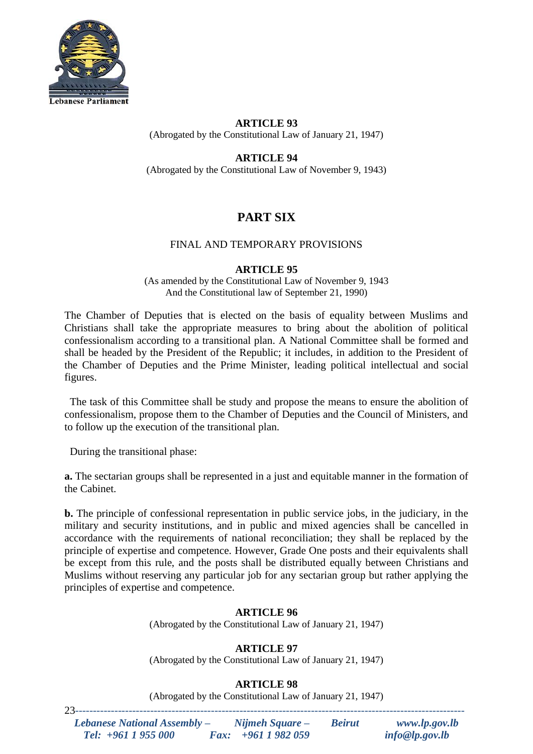### ARTICLE 93

(Abrogated by the Constitutional Law of January 21, 1947)

### ARTICLE 94

(Abrogated by the Constitutional Law of November 9, 1943)

## PART SIX

FINAL AND TEMPORARY PROVISIONS

### ARTICLE 95

(As amended by the Constitutional Law of November 9, 1943
And the Constitutional law of September 21, 1990)

The Chamber of Deputies that is elected on the basis of equality between Muslims and Christians shall take the appropriate measures to bring about the abolition of political confessionalism according to a transitional plan. A National Committee shall be formed and shall be headed by the President of the Republic; it includes, in addition to the President of the Chamber of Deputies and the Prime Minister, leading political intellectual and social figures.

The task of this Committee shall be study and propose the means to ensure the abolition of confessionalism, propose them to the Chamber of Deputies and the Council of Ministers, and to follow up the execution of the transitional plan.

During the transitional phase:

**a.** The sectarian groups shall be represented in a just and equitable manner in the formation of the Cabinet.

**b.** The principle of confessional representation in public service jobs, in the judiciary, in the military and security institutions, and in public and mixed agencies shall be cancelled in accordance with the requirements of national reconciliation; they shall be replaced by the principle of expertise and competence. However, Grade One posts and their equivalents shall be except from this rule, and the posts shall be distributed equally between Christians and Muslims without reserving any particular job for any sectarian group but rather applying the principles of expertise and competence.

### ARTICLE 96

(Abrogated by the Constitutional Law of January 21, 1947)

### ARTICLE 97

(Abrogated by the Constitutional Law of January 21, 1947)

### ARTICLE 98

(Abrogated by the Constitutional Law of January 21, 1947)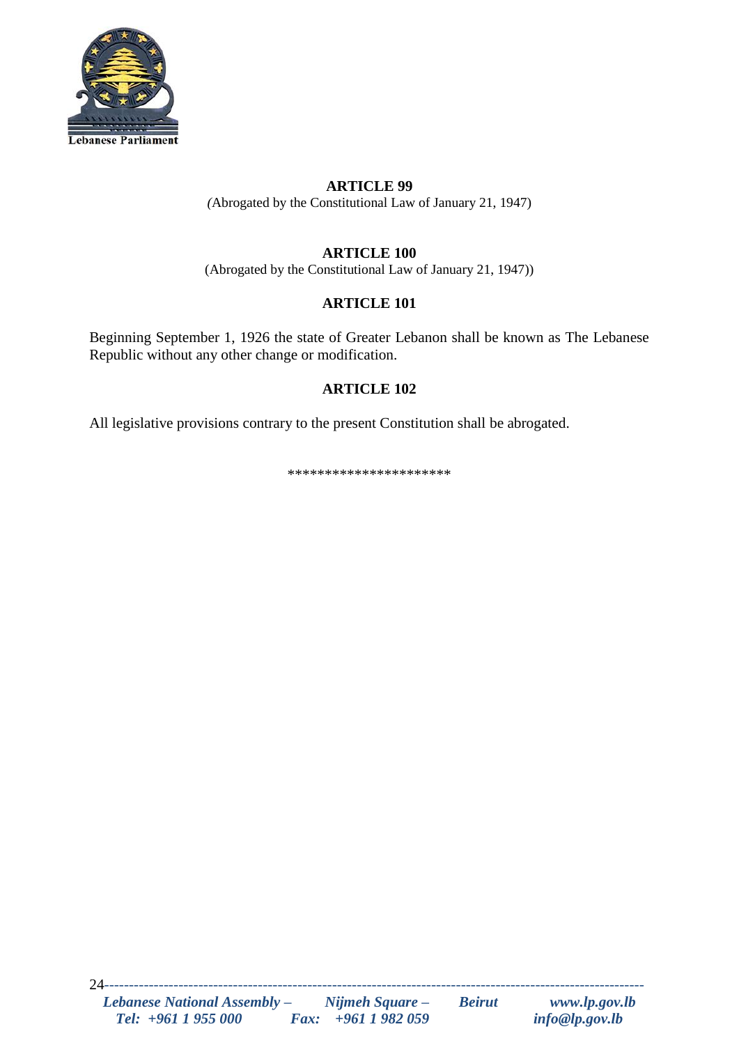## ARTICLE 99

(Abrogated by the Constitutional Law of January 21, 1947)

## ARTICLE 100

(Abrogated by the Constitutional Law of January 21, 1947))

## ARTICLE 101

Beginning September 1, 1926 the state of Greater Lebanon shall be known as The Lebanese Republic without any other change or modification.

## ARTICLE 102

All legislative provisions contrary to the present Constitution shall be abrogated.

*********************